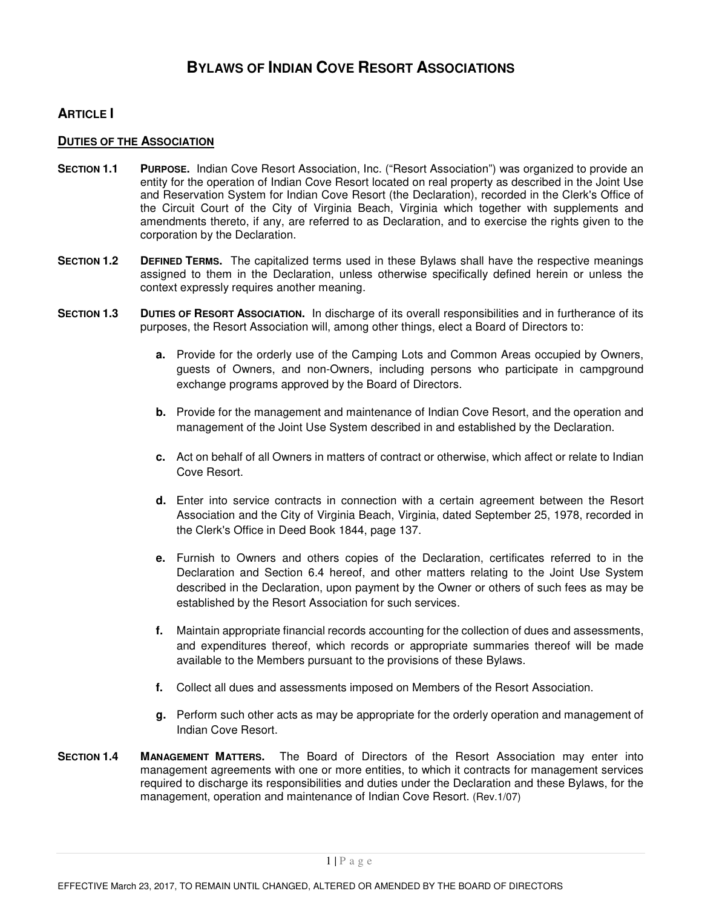# BYLAWS OF INDIAN COVE RESORT ASSOCIATIONS

## ARTICLE I

### DUTIES OF THE ASSOCIATION

**SECTION 1.1 PURPOSE.** Indian Cove Resort Association, Inc. ("Resort Association") was organized to provide an entity for the operation of Indian Cove Resort located on real property as described in the Joint Use and Reservation System for Indian Cove Resort (the Declaration), recorded in the Clerk's Office of the Circuit Court of the City of Virginia Beach, Virginia which together with supplements and amendments thereto, if any, are referred to as Declaration, and to exercise the rights given to the corporation by the Declaration.

**SECTION 1.2 DEFINED TERMS.** The capitalized terms used in these Bylaws shall have the respective meanings assigned to them in the Declaration, unless otherwise specifically defined herein or unless the context expressly requires another meaning.

**SECTION 1.3 DUTIES OF RESORT ASSOCIATION.** In discharge of its overall responsibilities and in furtherance of its purposes, the Resort Association will, among other things, elect a Board of Directors to:

- **a.** Provide for the orderly use of the Camping Lots and Common Areas occupied by Owners, guests of Owners, and non-Owners, including persons who participate in campground exchange programs approved by the Board of Directors.
- **b.** Provide for the management and maintenance of Indian Cove Resort, and the operation and management of the Joint Use System described in and established by the Declaration.
- **c.** Act on behalf of all Owners in matters of contract or otherwise, which affect or relate to Indian Cove Resort.
- **d.** Enter into service contracts in connection with a certain agreement between the Resort Association and the City of Virginia Beach, Virginia, dated September 25, 1978, recorded in the Clerk's Office in Deed Book 1844, page 137.
- **e.** Furnish to Owners and others copies of the Declaration, certificates referred to in the Declaration and Section 6.4 hereof, and other matters relating to the Joint Use System described in the Declaration, upon payment by the Owner or others of such fees as may be established by the Resort Association for such services.
- **f.** Maintain appropriate financial records accounting for the collection of dues and assessments, and expenditures thereof, which records or appropriate summaries thereof will be made available to the Members pursuant to the provisions of these Bylaws.
- **f.** Collect all dues and assessments imposed on Members of the Resort Association.
- **g.** Perform such other acts as may be appropriate for the orderly operation and management of Indian Cove Resort.

**SECTION 1.4 MANAGEMENT MATTERS.** The Board of Directors of the Resort Association may enter into management agreements with one or more entities, to which it contracts for management services required to discharge its responsibilities and duties under the Declaration and these Bylaws, for the management, operation and maintenance of Indian Cove Resort. (Rev.1/07)

EFFECTIVE March 23, 2017, TO REMAIN UNTIL CHANGED, ALTERED OR AMENDED BY THE BOARD OF DIRECTORS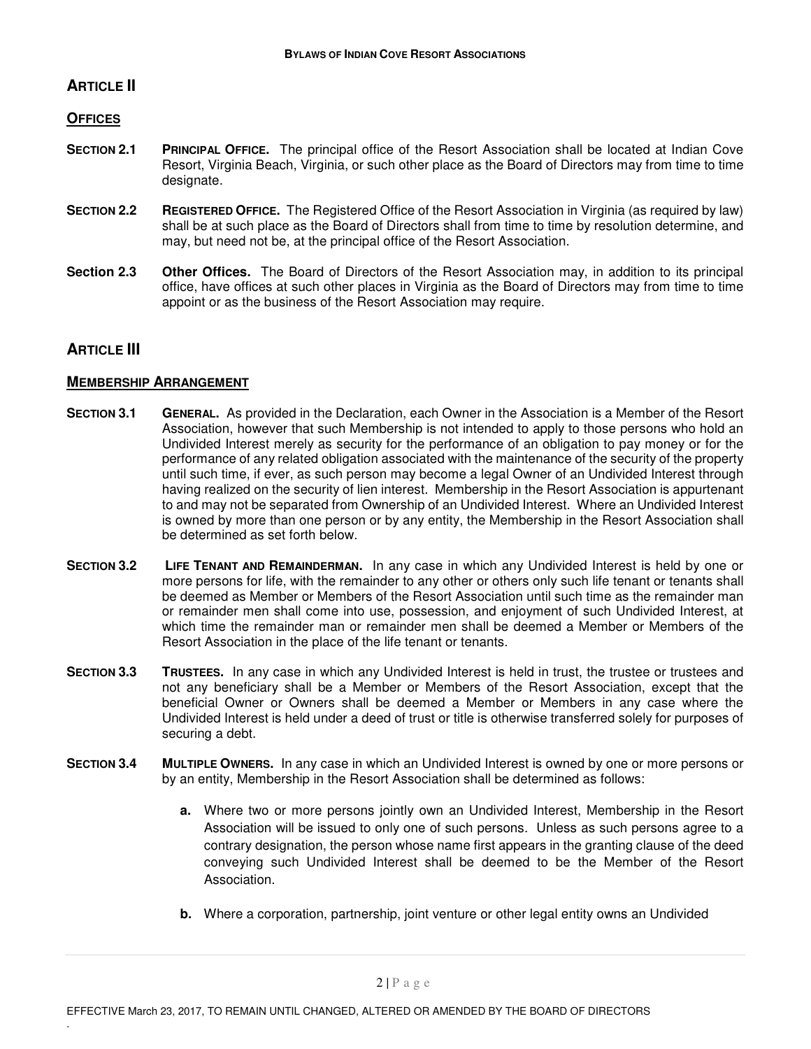## ARTICLE II

### OFFICES

**SECTION 2.1 PRINCIPAL OFFICE.** The principal office of the Resort Association shall be located at Indian Cove Resort, Virginia Beach, Virginia, or such other place as the Board of Directors may from time to time designate.

**SECTION 2.2 REGISTERED OFFICE.** The Registered Office of the Resort Association in Virginia (as required by law) shall be at such place as the Board of Directors shall from time to time by resolution determine, and may, but need not be, at the principal office of the Resort Association.

**Section 2.3 Other Offices.** The Board of Directors of the Resort Association may, in addition to its principal office, have offices at such other places in Virginia as the Board of Directors may from time to time appoint or as the business of the Resort Association may require.

## ARTICLE III

### MEMBERSHIP ARRANGEMENT

**SECTION 3.1 GENERAL.** As provided in the Declaration, each Owner in the Association is a Member of the Resort Association, however that such Membership is not intended to apply to those persons who hold an Undivided Interest merely as security for the performance of an obligation to pay money or for the performance of any related obligation associated with the maintenance of the security of the property until such time, if ever, as such person may become a legal Owner of an Undivided Interest through having realized on the security of lien interest. Membership in the Resort Association is appurtenant to and may not be separated from Ownership of an Undivided Interest. Where an Undivided Interest is owned by more than one person or by any entity, the Membership in the Resort Association shall be determined as set forth below.

**SECTION 3.2 LIFE TENANT AND REMAINDERMAN.** In any case in which any Undivided Interest is held by one or more persons for life, with the remainder to any other or others only such life tenant or tenants shall be deemed as Member or Members of the Resort Association until such time as the remainder man or remainder men shall come into use, possession, and enjoyment of such Undivided Interest, at which time the remainder man or remainder men shall be deemed a Member or Members of the Resort Association in the place of the life tenant or tenants.

**SECTION 3.3 TRUSTEES.** In any case in which any Undivided Interest is held in trust, the trustee or trustees and not any beneficiary shall be a Member or Members of the Resort Association, except that the beneficial Owner or Owners shall be deemed a Member or Members in any case where the Undivided Interest is held under a deed of trust or title is otherwise transferred solely for purposes of securing a debt.

**SECTION 3.4 MULTIPLE OWNERS.** In any case in which an Undivided Interest is owned by one or more persons or by an entity, Membership in the Resort Association shall be determined as follows:

- **a.** Where two or more persons jointly own an Undivided Interest, Membership in the Resort Association will be issued to only one of such persons. Unless as such persons agree to a contrary designation, the person whose name first appears in the granting clause of the deed conveying such Undivided Interest shall be deemed to be the Member of the Resort Association.

- **b.** Where a corporation, partnership, joint venture or other legal entity owns an Undivided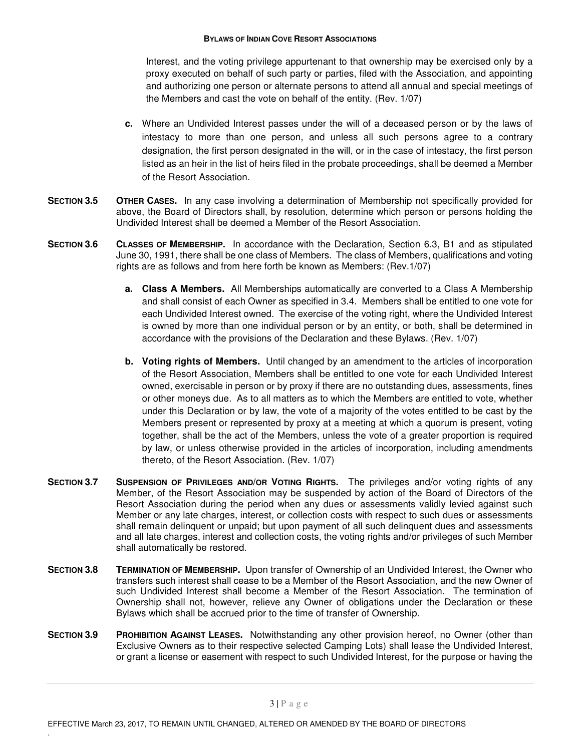Interest, and the voting privilege appurtenant to that ownership may be exercised only by a proxy executed on behalf of such party or parties, filed with the Association, and appointing and authorizing one person or alternate persons to attend all annual and special meetings of the Members and cast the vote on behalf of the entity. (Rev. 1/07)

**c.** Where an Undivided Interest passes under the will of a deceased person or by the laws of intestacy to more than one person, and unless all such persons agree to a contrary designation, the first person designated in the will, or in the case of intestacy, the first person listed as an heir in the list of heirs filed in the probate proceedings, shall be deemed a Member of the Resort Association.

**SECTION 3.5 OTHER CASES.** In any case involving a determination of Membership not specifically provided for above, the Board of Directors shall, by resolution, determine which person or persons holding the Undivided Interest shall be deemed a Member of the Resort Association.

**SECTION 3.6 CLASSES OF MEMBERSHIP.** In accordance with the Declaration, Section 6.3, B1 and as stipulated June 30, 1991, there shall be one class of Members. The class of Members, qualifications and voting rights are as follows and from here forth be known as Members: (Rev.1/07)

**a. Class A Members.** All Memberships automatically are converted to a Class A Membership and shall consist of each Owner as specified in 3.4. Members shall be entitled to one vote for each Undivided Interest owned. The exercise of the voting right, where the Undivided Interest is owned by more than one individual person or by an entity, or both, shall be determined in accordance with the provisions of the Declaration and these Bylaws. (Rev. 1/07)

**b. Voting rights of Members.** Until changed by an amendment to the articles of incorporation of the Resort Association, Members shall be entitled to one vote for each Undivided Interest owned, exercisable in person or by proxy if there are no outstanding dues, assessments, fines or other moneys due. As to all matters as to which the Members are entitled to vote, whether under this Declaration or by law, the vote of a majority of the votes entitled to be cast by the Members present or represented by proxy at a meeting at which a quorum is present, voting together, shall be the act of the Members, unless the vote of a greater proportion is required by law, or unless otherwise provided in the articles of incorporation, including amendments thereto, of the Resort Association. (Rev. 1/07)

**SECTION 3.7 SUSPENSION OF PRIVILEGES AND/OR VOTING RIGHTS.** The privileges and/or voting rights of any Member, of the Resort Association may be suspended by action of the Board of Directors of the Resort Association during the period when any dues or assessments validly levied against such Member or any late charges, interest, or collection costs with respect to such dues or assessments shall remain delinquent or unpaid; but upon payment of all such delinquent dues and assessments and all late charges, interest and collection costs, the voting rights and/or privileges of such Member shall automatically be restored.

**SECTION 3.8 TERMINATION OF MEMBERSHIP.** Upon transfer of Ownership of an Undivided Interest, the Owner who transfers such interest shall cease to be a Member of the Resort Association, and the new Owner of such Undivided Interest shall become a Member of the Resort Association. The termination of Ownership shall not, however, relieve any Owner of obligations under the Declaration or these Bylaws which shall be accrued prior to the time of transfer of Ownership.

**SECTION 3.9 PROHIBITION AGAINST LEASES.** Notwithstanding any other provision hereof, no Owner (other than Exclusive Owners as to their respective selected Camping Lots) shall lease the Undivided Interest, or grant a license or easement with respect to such Undivided Interest, for the purpose or having the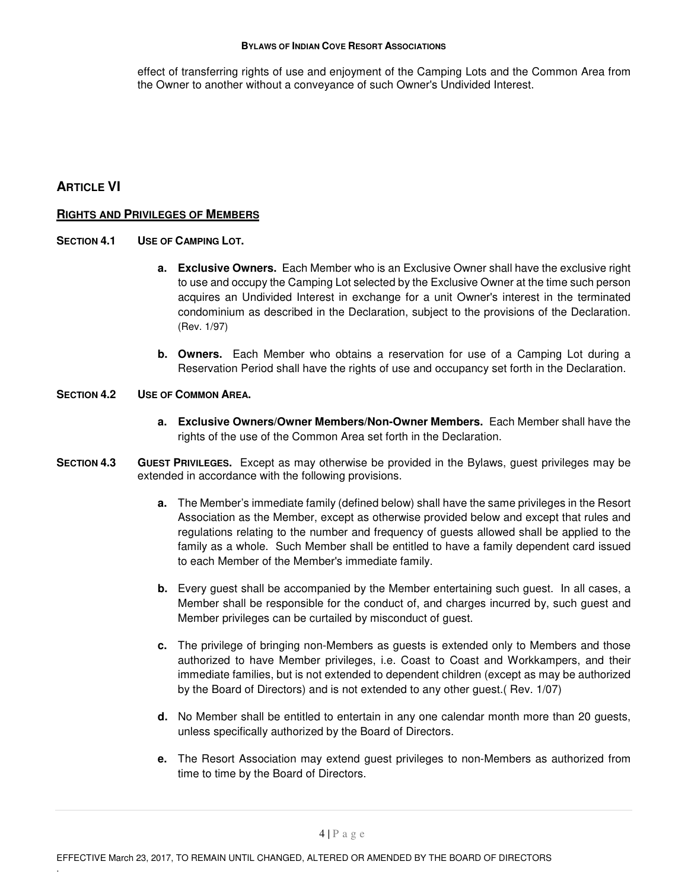effect of transferring rights of use and enjoyment of the Camping Lots and the Common Area from the Owner to another without a conveyance of such Owner's Undivided Interest.

## ARTICLE VI

### RIGHTS AND PRIVILEGES OF MEMBERS

**SECTION 4.1 USE OF CAMPING LOT.**

- **a. Exclusive Owners.** Each Member who is an Exclusive Owner shall have the exclusive right to use and occupy the Camping Lot selected by the Exclusive Owner at the time such person acquires an Undivided Interest in exchange for a unit Owner's interest in the terminated condominium as described in the Declaration, subject to the provisions of the Declaration. (Rev. 1/97)

- **b. Owners.** Each Member who obtains a reservation for use of a Camping Lot during a Reservation Period shall have the rights of use and occupancy set forth in the Declaration.

**SECTION 4.2 USE OF COMMON AREA.**

- **a. Exclusive Owners/Owner Members/Non-Owner Members.** Each Member shall have the rights of the use of the Common Area set forth in the Declaration.

**SECTION 4.3 GUEST PRIVILEGES.** Except as may otherwise be provided in the Bylaws, guest privileges may be extended in accordance with the following provisions.

- **a.** The Member's immediate family (defined below) shall have the same privileges in the Resort Association as the Member, except as otherwise provided below and except that rules and regulations relating to the number and frequency of guests allowed shall be applied to the family as a whole. Such Member shall be entitled to have a family dependent card issued to each Member of the Member's immediate family.

- **b.** Every guest shall be accompanied by the Member entertaining such guest. In all cases, a Member shall be responsible for the conduct of, and charges incurred by, such guest and Member privileges can be curtailed by misconduct of guest.

- **c.** The privilege of bringing non-Members as guests is extended only to Members and those authorized to have Member privileges, i.e. Coast to Coast and Workkampers, and their immediate families, but is not extended to dependent children (except as may be authorized by the Board of Directors) and is not extended to any other guest.( Rev. 1/07)

- **d.** No Member shall be entitled to entertain in any one calendar month more than 20 guests, unless specifically authorized by the Board of Directors.

- **e.** The Resort Association may extend guest privileges to non-Members as authorized from time to time by the Board of Directors.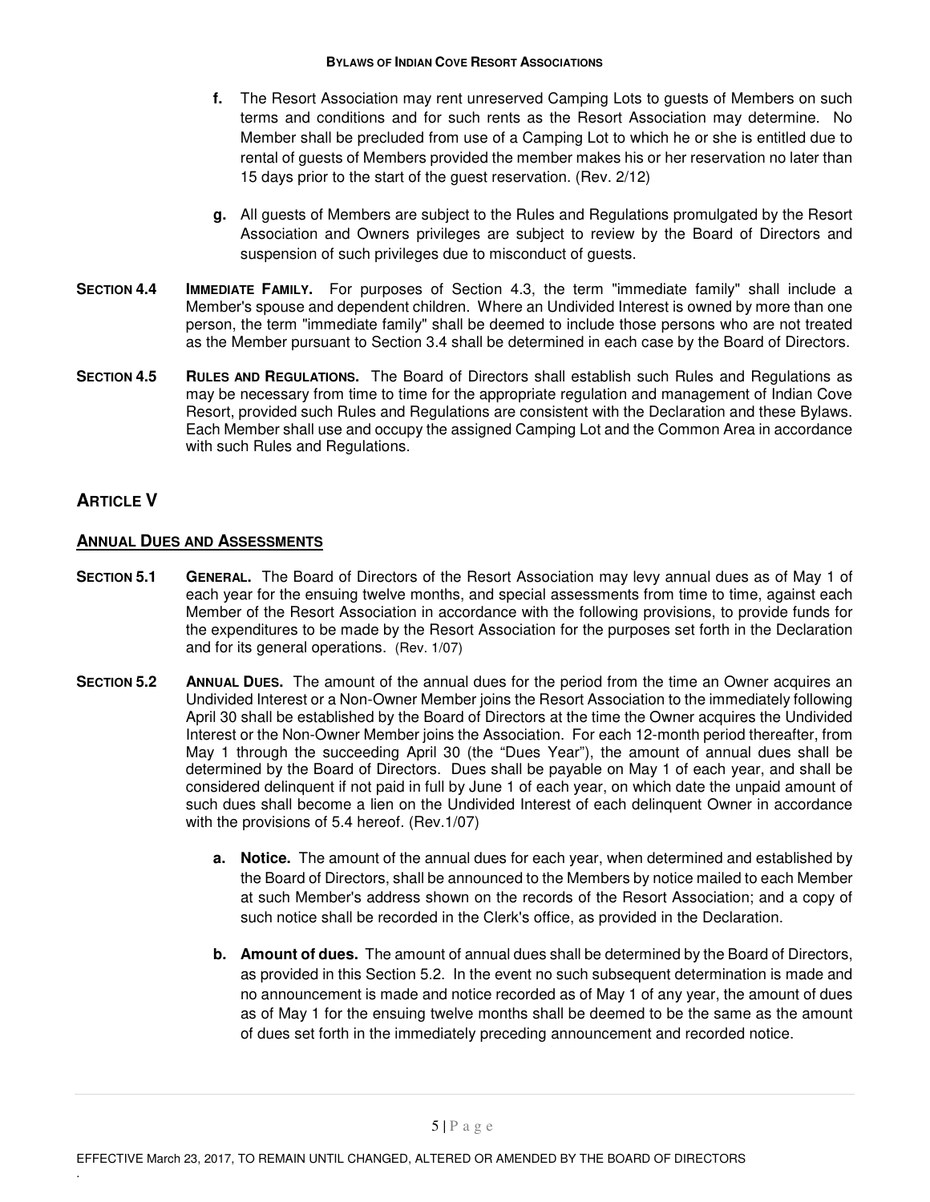**f.** The Resort Association may rent unreserved Camping Lots to guests of Members on such terms and conditions and for such rents as the Resort Association may determine. No Member shall be precluded from use of a Camping Lot to which he or she is entitled due to rental of guests of Members provided the member makes his or her reservation no later than 15 days prior to the start of the guest reservation. (Rev. 2/12)

**g.** All guests of Members are subject to the Rules and Regulations promulgated by the Resort Association and Owners privileges are subject to review by the Board of Directors and suspension of such privileges due to misconduct of guests.

**SECTION 4.4 IMMEDIATE FAMILY.** For purposes of Section 4.3, the term "immediate family" shall include a Member's spouse and dependent children. Where an Undivided Interest is owned by more than one person, the term "immediate family" shall be deemed to include those persons who are not treated as the Member pursuant to Section 3.4 shall be determined in each case by the Board of Directors.

**SECTION 4.5 RULES AND REGULATIONS.** The Board of Directors shall establish such Rules and Regulations as may be necessary from time to time for the appropriate regulation and management of Indian Cove Resort, provided such Rules and Regulations are consistent with the Declaration and these Bylaws. Each Member shall use and occupy the assigned Camping Lot and the Common Area in accordance with such Rules and Regulations.

## ARTICLE V

### ANNUAL DUES AND ASSESSMENTS

**SECTION 5.1 GENERAL.** The Board of Directors of the Resort Association may levy annual dues as of May 1 of each year for the ensuing twelve months, and special assessments from time to time, against each Member of the Resort Association in accordance with the following provisions, to provide funds for the expenditures to be made by the Resort Association for the purposes set forth in the Declaration and for its general operations. (Rev. 1/07)

**SECTION 5.2 ANNUAL DUES.** The amount of the annual dues for the period from the time an Owner acquires an Undivided Interest or a Non-Owner Member joins the Resort Association to the immediately following April 30 shall be established by the Board of Directors at the time the Owner acquires the Undivided Interest or the Non-Owner Member joins the Association. For each 12-month period thereafter, from May 1 through the succeeding April 30 (the "Dues Year"), the amount of annual dues shall be determined by the Board of Directors. Dues shall be payable on May 1 of each year, and shall be considered delinquent if not paid in full by June 1 of each year, on which date the unpaid amount of such dues shall become a lien on the Undivided Interest of each delinquent Owner in accordance with the provisions of 5.4 hereof. (Rev.1/07)

**a. Notice.** The amount of the annual dues for each year, when determined and established by the Board of Directors, shall be announced to the Members by notice mailed to each Member at such Member's address shown on the records of the Resort Association; and a copy of such notice shall be recorded in the Clerk's office, as provided in the Declaration.

**b. Amount of dues.** The amount of annual dues shall be determined by the Board of Directors, as provided in this Section 5.2. In the event no such subsequent determination is made and no announcement is made and notice recorded as of May 1 of any year, the amount of dues as of May 1 for the ensuing twelve months shall be deemed to be the same as the amount of dues set forth in the immediately preceding announcement and recorded notice.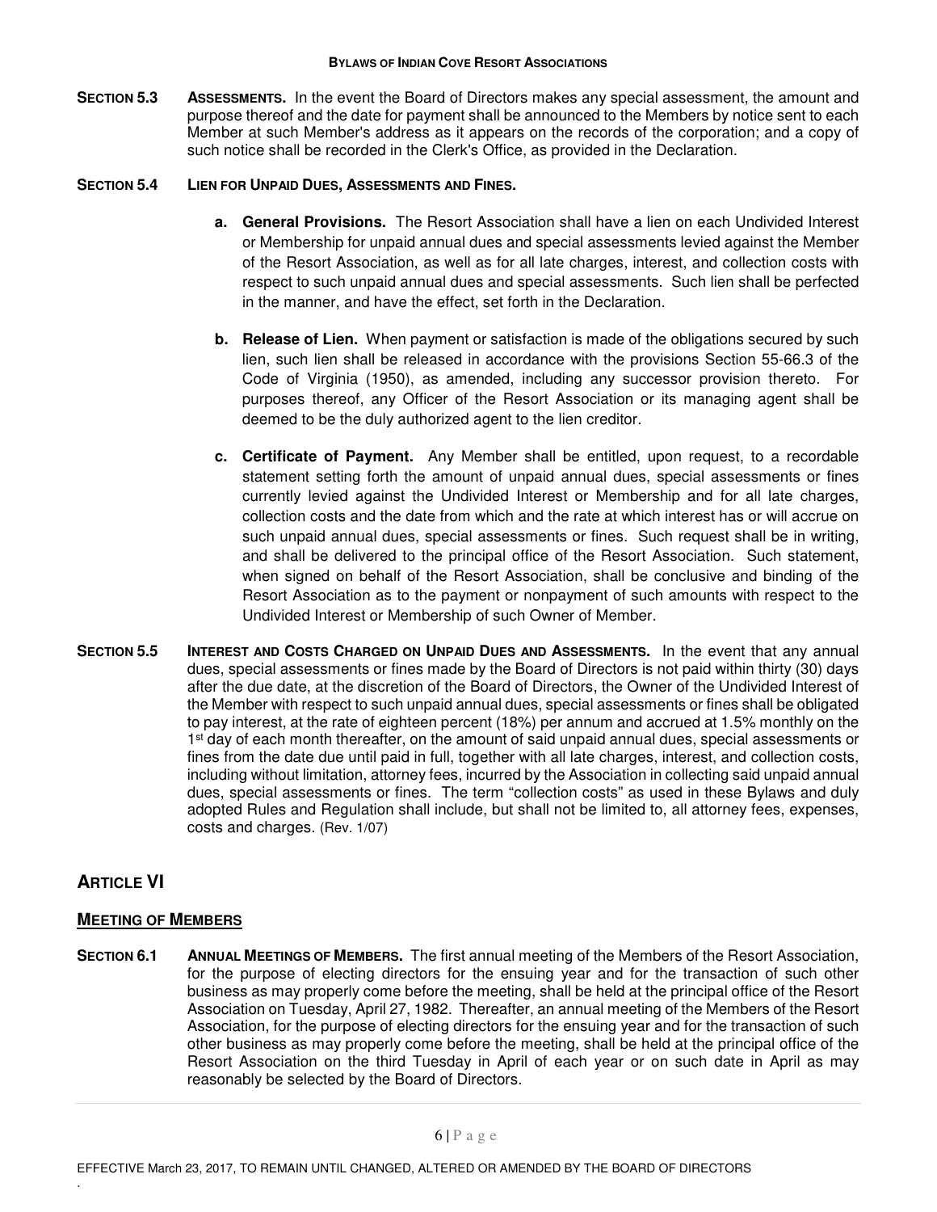**SECTION 5.3 ASSESSMENTS.** In the event the Board of Directors makes any special assessment, the amount and purpose thereof and the date for payment shall be announced to the Members by notice sent to each Member at such Member's address as it appears on the records of the corporation; and a copy of such notice shall be recorded in the Clerk's Office, as provided in the Declaration.

**SECTION 5.4 LIEN FOR UNPAID DUES, ASSESSMENTS AND FINES.**

**a. General Provisions.** The Resort Association shall have a lien on each Undivided Interest or Membership for unpaid annual dues and special assessments levied against the Member of the Resort Association, as well as for all late charges, interest, and collection costs with respect to such unpaid annual dues and special assessments. Such lien shall be perfected in the manner, and have the effect, set forth in the Declaration.

**b. Release of Lien.** When payment or satisfaction is made of the obligations secured by such lien, such lien shall be released in accordance with the provisions Section 55-66.3 of the Code of Virginia (1950), as amended, including any successor provision thereto. For purposes thereof, any Officer of the Resort Association or its managing agent shall be deemed to be the duly authorized agent to the lien creditor.

**c. Certificate of Payment.** Any Member shall be entitled, upon request, to a recordable statement setting forth the amount of unpaid annual dues, special assessments or fines currently levied against the Undivided Interest or Membership and for all late charges, collection costs and the date from which and the rate at which interest has or will accrue on such unpaid annual dues, special assessments or fines. Such request shall be in writing, and shall be delivered to the principal office of the Resort Association. Such statement, when signed on behalf of the Resort Association, shall be conclusive and binding of the Resort Association as to the payment or nonpayment of such amounts with respect to the Undivided Interest or Membership of such Owner of Member.

**SECTION 5.5 INTEREST AND COSTS CHARGED ON UNPAID DUES AND ASSESSMENTS.** In the event that any annual dues, special assessments or fines made by the Board of Directors is not paid within thirty (30) days after the due date, at the discretion of the Board of Directors, the Owner of the Undivided Interest of the Member with respect to such unpaid annual dues, special assessments or fines shall be obligated to pay interest, at the rate of eighteen percent (18%) per annum and accrued at 1.5% monthly on the 1st day of each month thereafter, on the amount of said unpaid annual dues, special assessments or fines from the date due until paid in full, together with all late charges, interest, and collection costs, including without limitation, attorney fees, incurred by the Association in collecting said unpaid annual dues, special assessments or fines. The term "collection costs" as used in these Bylaws and duly adopted Rules and Regulation shall include, but shall not be limited to, all attorney fees, expenses, costs and charges. (Rev. 1/07)

## ARTICLE VI

### MEETING OF MEMBERS

**SECTION 6.1 ANNUAL MEETINGS OF MEMBERS.** The first annual meeting of the Members of the Resort Association, for the purpose of electing directors for the ensuing year and for the transaction of such other business as may properly come before the meeting, shall be held at the principal office of the Resort Association on Tuesday, April 27, 1982. Thereafter, an annual meeting of the Members of the Resort Association, for the purpose of electing directors for the ensuing year and for the transaction of such other business as may properly come before the meeting, shall be held at the principal office of the Resort Association on the third Tuesday in April of each year or on such date in April as may reasonably be selected by the Board of Directors.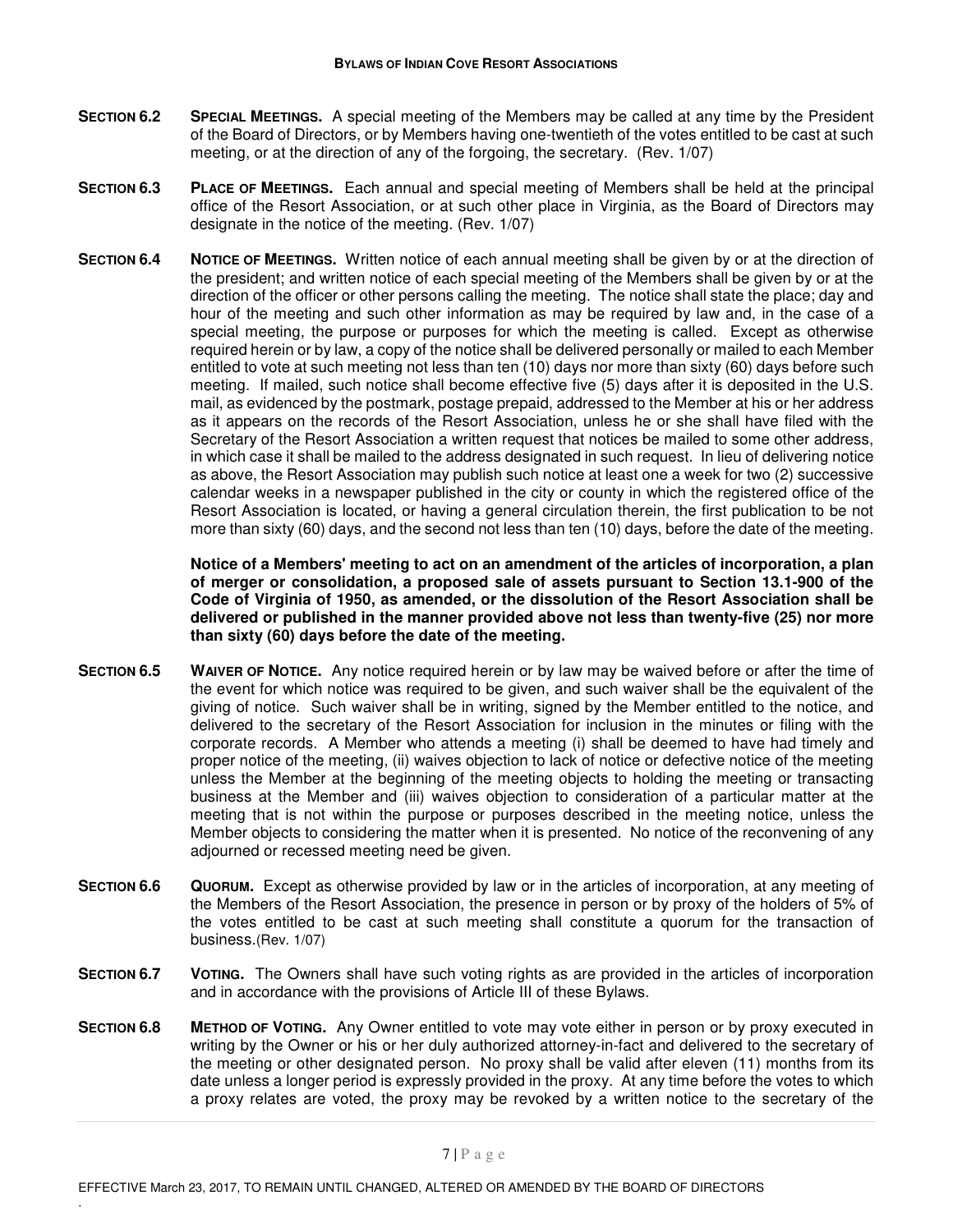**SECTION 6.2 SPECIAL MEETINGS.** A special meeting of the Members may be called at any time by the President of the Board of Directors, or by Members having one-twentieth of the votes entitled to be cast at such meeting, or at the direction of any of the forgoing, the secretary. (Rev. 1/07)

**SECTION 6.3 PLACE OF MEETINGS.** Each annual and special meeting of Members shall be held at the principal office of the Resort Association, or at such other place in Virginia, as the Board of Directors may designate in the notice of the meeting. (Rev. 1/07)

**SECTION 6.4 NOTICE OF MEETINGS.** Written notice of each annual meeting shall be given by or at the direction of the president; and written notice of each special meeting of the Members shall be given by or at the direction of the officer or other persons calling the meeting. The notice shall state the place; day and hour of the meeting and such other information as may be required by law and, in the case of a special meeting, the purpose or purposes for which the meeting is called. Except as otherwise required herein or by law, a copy of the notice shall be delivered personally or mailed to each Member entitled to vote at such meeting not less than ten (10) days nor more than sixty (60) days before such meeting. If mailed, such notice shall become effective five (5) days after it is deposited in the U.S. mail, as evidenced by the postmark, postage prepaid, addressed to the Member at his or her address as it appears on the records of the Resort Association, unless he or she shall have filed with the Secretary of the Resort Association a written request that notices be mailed to some other address, in which case it shall be mailed to the address designated in such request. In lieu of delivering notice as above, the Resort Association may publish such notice at least one a week for two (2) successive calendar weeks in a newspaper published in the city or county in which the registered office of the Resort Association is located, or having a general circulation therein, the first publication to be not more than sixty (60) days, and the second not less than ten (10) days, before the date of the meeting.

**Notice of a Members' meeting to act on an amendment of the articles of incorporation, a plan of merger or consolidation, a proposed sale of assets pursuant to Section 13.1-900 of the Code of Virginia of 1950, as amended, or the dissolution of the Resort Association shall be delivered or published in the manner provided above not less than twenty-five (25) nor more than sixty (60) days before the date of the meeting.**

**SECTION 6.5 WAIVER OF NOTICE.** Any notice required herein or by law may be waived before or after the time of the event for which notice was required to be given, and such waiver shall be the equivalent of the giving of notice. Such waiver shall be in writing, signed by the Member entitled to the notice, and delivered to the secretary of the Resort Association for inclusion in the minutes or filing with the corporate records. A Member who attends a meeting (i) shall be deemed to have had timely and proper notice of the meeting, (ii) waives objection to lack of notice or defective notice of the meeting unless the Member at the beginning of the meeting objects to holding the meeting or transacting business at the Member and (iii) waives objection to consideration of a particular matter at the meeting that is not within the purpose or purposes described in the meeting notice, unless the Member objects to considering the matter when it is presented. No notice of the reconvening of any adjourned or recessed meeting need be given.

**SECTION 6.6 QUORUM.** Except as otherwise provided by law or in the articles of incorporation, at any meeting of the Members of the Resort Association, the presence in person or by proxy of the holders of 5% of the votes entitled to be cast at such meeting shall constitute a quorum for the transaction of business.(Rev. 1/07)

**SECTION 6.7 VOTING.** The Owners shall have such voting rights as are provided in the articles of incorporation and in accordance with the provisions of Article III of these Bylaws.

**SECTION 6.8 METHOD OF VOTING.** Any Owner entitled to vote may vote either in person or by proxy executed in writing by the Owner or his or her duly authorized attorney-in-fact and delivered to the secretary of the meeting or other designated person. No proxy shall be valid after eleven (11) months from its date unless a longer period is expressly provided in the proxy. At any time before the votes to which a proxy relates are voted, the proxy may be revoked by a written notice to the secretary of the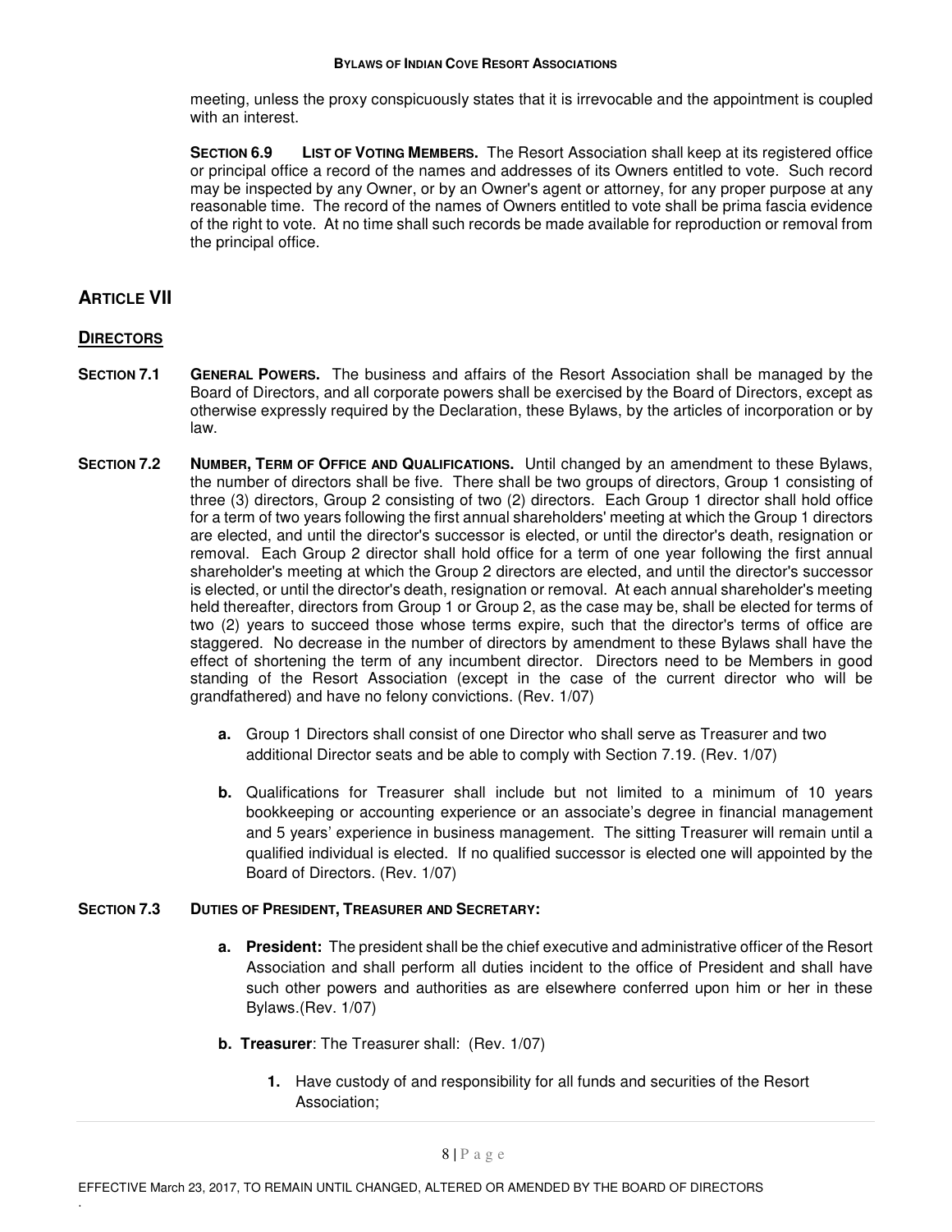meeting, unless the proxy conspicuously states that it is irrevocable and the appointment is coupled with an interest.

**SECTION 6.9 LIST OF VOTING MEMBERS.** The Resort Association shall keep at its registered office or principal office a record of the names and addresses of its Owners entitled to vote. Such record may be inspected by any Owner, or by an Owner's agent or attorney, for any proper purpose at any reasonable time. The record of the names of Owners entitled to vote shall be prima fascia evidence of the right to vote. At no time shall such records be made available for reproduction or removal from the principal office.

## ARTICLE VII

### DIRECTORS

**SECTION 7.1 GENERAL POWERS.** The business and affairs of the Resort Association shall be managed by the Board of Directors, and all corporate powers shall be exercised by the Board of Directors, except as otherwise expressly required by the Declaration, these Bylaws, by the articles of incorporation or by law.

**SECTION 7.2 NUMBER, TERM OF OFFICE AND QUALIFICATIONS.** Until changed by an amendment to these Bylaws, the number of directors shall be five. There shall be two groups of directors, Group 1 consisting of three (3) directors, Group 2 consisting of two (2) directors. Each Group 1 director shall hold office for a term of two years following the first annual shareholders' meeting at which the Group 1 directors are elected, and until the director's successor is elected, or until the director's death, resignation or removal. Each Group 2 director shall hold office for a term of one year following the first annual shareholder's meeting at which the Group 2 directors are elected, and until the director's successor is elected, or until the director's death, resignation or removal. At each annual shareholder's meeting held thereafter, directors from Group 1 or Group 2, as the case may be, shall be elected for terms of two (2) years to succeed those whose terms expire, such that the director's terms of office are staggered. No decrease in the number of directors by amendment to these Bylaws shall have the effect of shortening the term of any incumbent director. Directors need to be Members in good standing of the Resort Association (except in the case of the current director who will be grandfathered) and have no felony convictions. (Rev. 1/07)

- **a.** Group 1 Directors shall consist of one Director who shall serve as Treasurer and two additional Director seats and be able to comply with Section 7.19. (Rev. 1/07)
- **b.** Qualifications for Treasurer shall include but not limited to a minimum of 10 years bookkeeping or accounting experience or an associate's degree in financial management and 5 years' experience in business management. The sitting Treasurer will remain until a qualified individual is elected. If no qualified successor is elected one will appointed by the Board of Directors. (Rev. 1/07)

**SECTION 7.3 DUTIES OF PRESIDENT, TREASURER AND SECRETARY:**

- **a. President:** The president shall be the chief executive and administrative officer of the Resort Association and shall perform all duties incident to the office of President and shall have such other powers and authorities as are elsewhere conferred upon him or her in these Bylaws.(Rev. 1/07)
- **b. Treasurer**: The Treasurer shall: (Rev. 1/07)
  1. Have custody of and responsibility for all funds and securities of the Resort Association;

EFFECTIVE March 23, 2017, TO REMAIN UNTIL CHANGED, ALTERED OR AMENDED BY THE BOARD OF DIRECTORS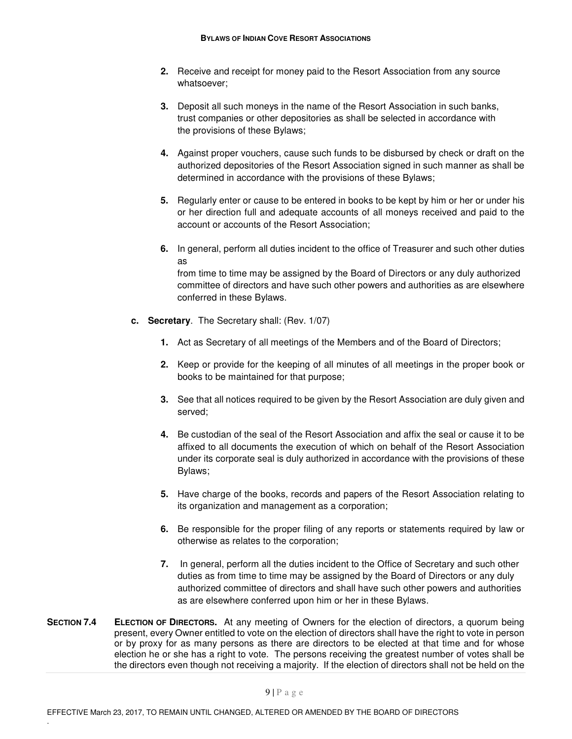2. Receive and receipt for money paid to the Resort Association from any source whatsoever;

3. Deposit all such moneys in the name of the Resort Association in such banks, trust companies or other depositories as shall be selected in accordance with the provisions of these Bylaws;

4. Against proper vouchers, cause such funds to be disbursed by check or draft on the authorized depositories of the Resort Association signed in such manner as shall be determined in accordance with the provisions of these Bylaws;

5. Regularly enter or cause to be entered in books to be kept by him or her or under his or her direction full and adequate accounts of all moneys received and paid to the account or accounts of the Resort Association;

6. In general, perform all duties incident to the office of Treasurer and such other duties as
from time to time may be assigned by the Board of Directors or any duly authorized committee of directors and have such other powers and authorities as are elsewhere conferred in these Bylaws.

**c. Secretary**. The Secretary shall: (Rev. 1/07)

1. Act as Secretary of all meetings of the Members and of the Board of Directors;

2. Keep or provide for the keeping of all minutes of all meetings in the proper book or books to be maintained for that purpose;

3. See that all notices required to be given by the Resort Association are duly given and served;

4. Be custodian of the seal of the Resort Association and affix the seal or cause it to be affixed to all documents the execution of which on behalf of the Resort Association under its corporate seal is duly authorized in accordance with the provisions of these Bylaws;

5. Have charge of the books, records and papers of the Resort Association relating to its organization and management as a corporation;

6. Be responsible for the proper filing of any reports or statements required by law or otherwise as relates to the corporation;

7. In general, perform all the duties incident to the Office of Secretary and such other duties as from time to time may be assigned by the Board of Directors or any duly authorized committee of directors and shall have such other powers and authorities as are elsewhere conferred upon him or her in these Bylaws.

**SECTION 7.4 ELECTION OF DIRECTORS.** At any meeting of Owners for the election of directors, a quorum being present, every Owner entitled to vote on the election of directors shall have the right to vote in person or by proxy for as many persons as there are directors to be elected at that time and for whose election he or she has a right to vote. The persons receiving the greatest number of votes shall be the directors even though not receiving a majority. If the election of directors shall not be held on the

EFFECTIVE March 23, 2017, TO REMAIN UNTIL CHANGED, ALTERED OR AMENDED BY THE BOARD OF DIRECTORS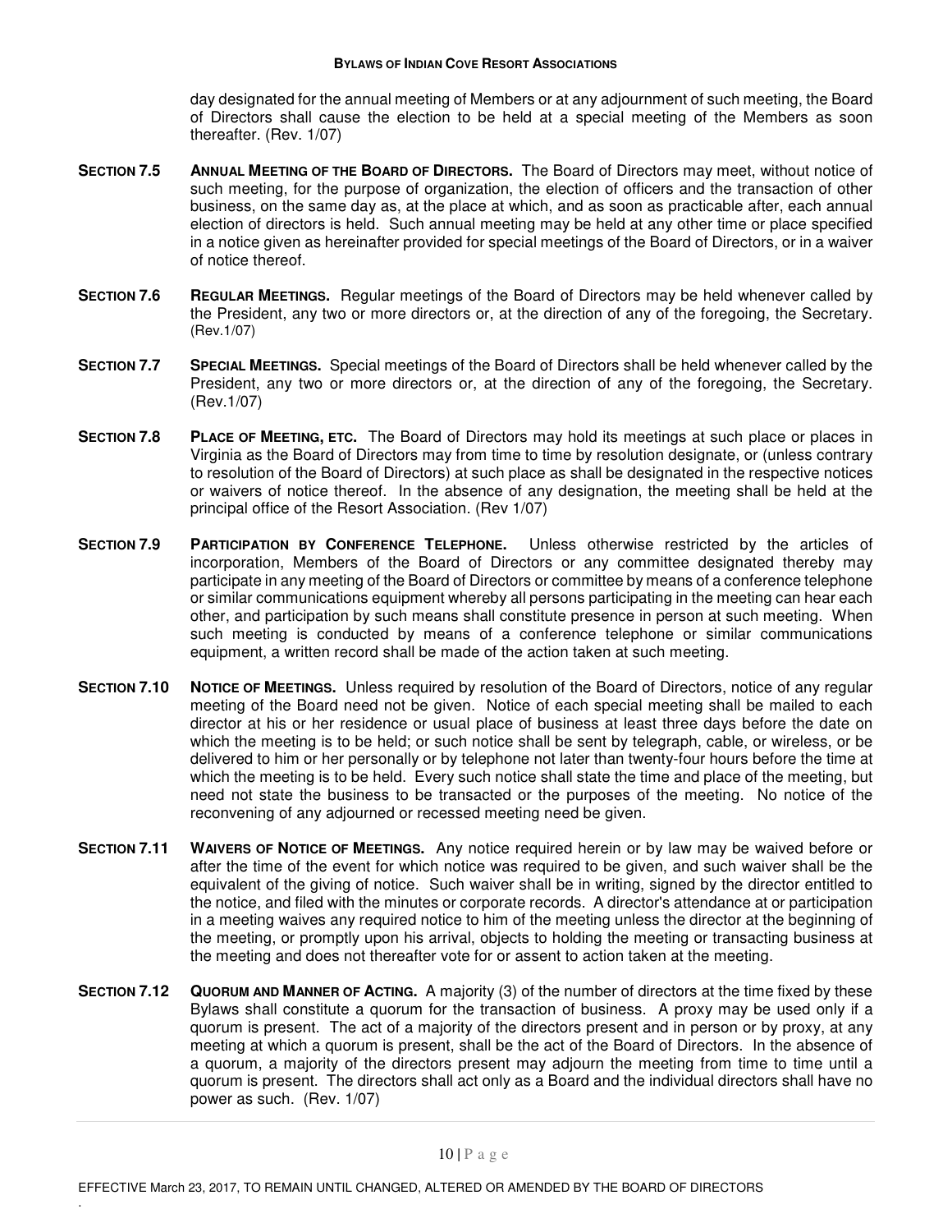day designated for the annual meeting of Members or at any adjournment of such meeting, the Board of Directors shall cause the election to be held at a special meeting of the Members as soon thereafter. (Rev. 1/07)

**SECTION 7.5 ANNUAL MEETING OF THE BOARD OF DIRECTORS.** The Board of Directors may meet, without notice of such meeting, for the purpose of organization, the election of officers and the transaction of other business, on the same day as, at the place at which, and as soon as practicable after, each annual election of directors is held. Such annual meeting may be held at any other time or place specified in a notice given as hereinafter provided for special meetings of the Board of Directors, or in a waiver of notice thereof.

**SECTION 7.6 REGULAR MEETINGS.** Regular meetings of the Board of Directors may be held whenever called by the President, any two or more directors or, at the direction of any of the foregoing, the Secretary. (Rev.1/07)

**SECTION 7.7 SPECIAL MEETINGS.** Special meetings of the Board of Directors shall be held whenever called by the President, any two or more directors or, at the direction of any of the foregoing, the Secretary. (Rev.1/07)

**SECTION 7.8 PLACE OF MEETING, ETC.** The Board of Directors may hold its meetings at such place or places in Virginia as the Board of Directors may from time to time by resolution designate, or (unless contrary to resolution of the Board of Directors) at such place as shall be designated in the respective notices or waivers of notice thereof. In the absence of any designation, the meeting shall be held at the principal office of the Resort Association. (Rev 1/07)

**SECTION 7.9 PARTICIPATION BY CONFERENCE TELEPHONE.** Unless otherwise restricted by the articles of incorporation, Members of the Board of Directors or any committee designated thereby may participate in any meeting of the Board of Directors or committee by means of a conference telephone or similar communications equipment whereby all persons participating in the meeting can hear each other, and participation by such means shall constitute presence in person at such meeting. When such meeting is conducted by means of a conference telephone or similar communications equipment, a written record shall be made of the action taken at such meeting.

**SECTION 7.10 NOTICE OF MEETINGS.** Unless required by resolution of the Board of Directors, notice of any regular meeting of the Board need not be given. Notice of each special meeting shall be mailed to each director at his or her residence or usual place of business at least three days before the date on which the meeting is to be held; or such notice shall be sent by telegraph, cable, or wireless, or be delivered to him or her personally or by telephone not later than twenty-four hours before the time at which the meeting is to be held. Every such notice shall state the time and place of the meeting, but need not state the business to be transacted or the purposes of the meeting. No notice of the reconvening of any adjourned or recessed meeting need be given.

**SECTION 7.11 WAIVERS OF NOTICE OF MEETINGS.** Any notice required herein or by law may be waived before or after the time of the event for which notice was required to be given, and such waiver shall be the equivalent of the giving of notice. Such waiver shall be in writing, signed by the director entitled to the notice, and filed with the minutes or corporate records. A director's attendance at or participation in a meeting waives any required notice to him of the meeting unless the director at the beginning of the meeting, or promptly upon his arrival, objects to holding the meeting or transacting business at the meeting and does not thereafter vote for or assent to action taken at the meeting.

**SECTION 7.12 QUORUM AND MANNER OF ACTING.** A majority (3) of the number of directors at the time fixed by these Bylaws shall constitute a quorum for the transaction of business. A proxy may be used only if a quorum is present. The act of a majority of the directors present and in person or by proxy, at any meeting at which a quorum is present, shall be the act of the Board of Directors. In the absence of a quorum, a majority of the directors present may adjourn the meeting from time to time until a quorum is present. The directors shall act only as a Board and the individual directors shall have no power as such. (Rev. 1/07)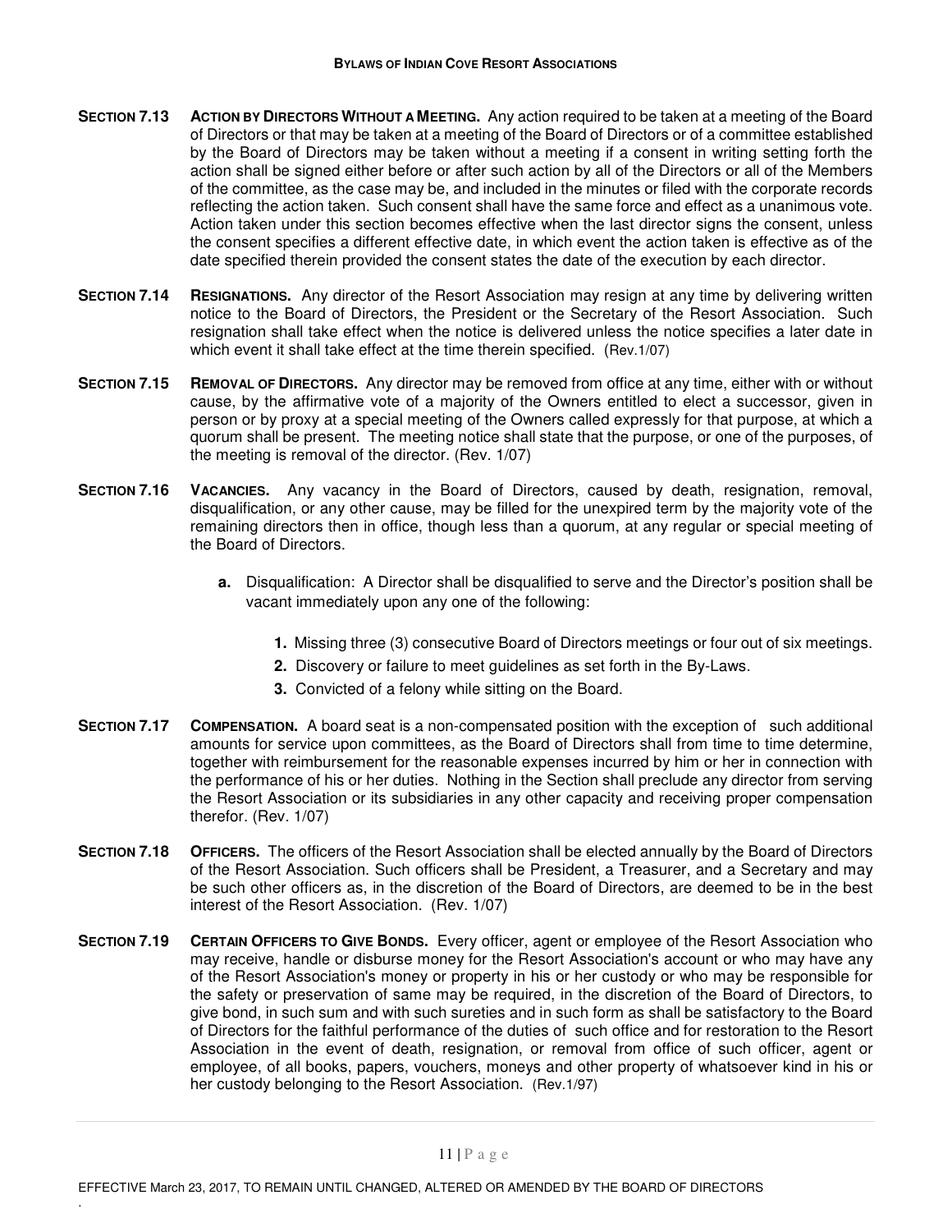**SECTION 7.13 ACTION BY DIRECTORS WITHOUT A MEETING.** Any action required to be taken at a meeting of the Board of Directors or that may be taken at a meeting of the Board of Directors or of a committee established by the Board of Directors may be taken without a meeting if a consent in writing setting forth the action shall be signed either before or after such action by all of the Directors or all of the Members of the committee, as the case may be, and included in the minutes or filed with the corporate records reflecting the action taken. Such consent shall have the same force and effect as a unanimous vote. Action taken under this section becomes effective when the last director signs the consent, unless the consent specifies a different effective date, in which event the action taken is effective as of the date specified therein provided the consent states the date of the execution by each director.

**SECTION 7.14 RESIGNATIONS.** Any director of the Resort Association may resign at any time by delivering written notice to the Board of Directors, the President or the Secretary of the Resort Association. Such resignation shall take effect when the notice is delivered unless the notice specifies a later date in which event it shall take effect at the time therein specified. (Rev.1/07)

**SECTION 7.15 REMOVAL OF DIRECTORS.** Any director may be removed from office at any time, either with or without cause, by the affirmative vote of a majority of the Owners entitled to elect a successor, given in person or by proxy at a special meeting of the Owners called expressly for that purpose, at which a quorum shall be present. The meeting notice shall state that the purpose, or one of the purposes, of the meeting is removal of the director. (Rev. 1/07)

**SECTION 7.16 VACANCIES.** Any vacancy in the Board of Directors, caused by death, resignation, removal, disqualification, or any other cause, may be filled for the unexpired term by the majority vote of the remaining directors then in office, though less than a quorum, at any regular or special meeting of the Board of Directors.

- **a.** Disqualification: A Director shall be disqualified to serve and the Director's position shall be vacant immediately upon any one of the following:
  1. Missing three (3) consecutive Board of Directors meetings or four out of six meetings.
  2. Discovery or failure to meet guidelines as set forth in the By-Laws.
  3. Convicted of a felony while sitting on the Board.

**SECTION 7.17 COMPENSATION.** A board seat is a non-compensated position with the exception of such additional amounts for service upon committees, as the Board of Directors shall from time to time determine, together with reimbursement for the reasonable expenses incurred by him or her in connection with the performance of his or her duties. Nothing in the Section shall preclude any director from serving the Resort Association or its subsidiaries in any other capacity and receiving proper compensation therefor. (Rev. 1/07)

**SECTION 7.18 OFFICERS.** The officers of the Resort Association shall be elected annually by the Board of Directors of the Resort Association. Such officers shall be President, a Treasurer, and a Secretary and may be such other officers as, in the discretion of the Board of Directors, are deemed to be in the best interest of the Resort Association. (Rev. 1/07)

**SECTION 7.19 CERTAIN OFFICERS TO GIVE BONDS.** Every officer, agent or employee of the Resort Association who may receive, handle or disburse money for the Resort Association's account or who may have any of the Resort Association's money or property in his or her custody or who may be responsible for the safety or preservation of same may be required, in the discretion of the Board of Directors, to give bond, in such sum and with such sureties and in such form as shall be satisfactory to the Board of Directors for the faithful performance of the duties of such office and for restoration to the Resort Association in the event of death, resignation, or removal from office of such officer, agent or employee, of all books, papers, vouchers, moneys and other property of whatsoever kind in his or her custody belonging to the Resort Association. (Rev.1/97)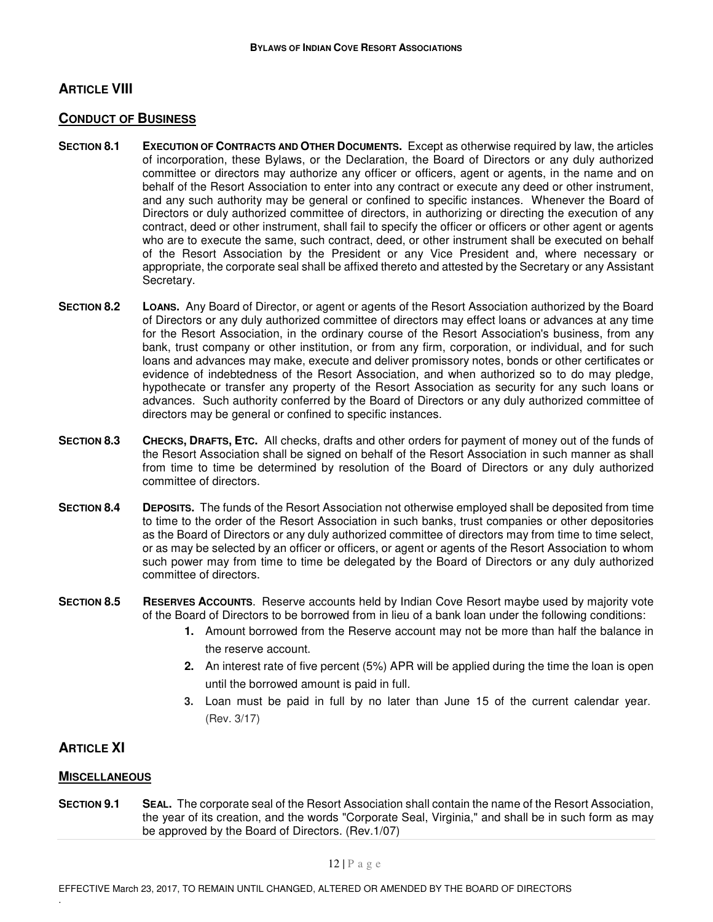## ARTICLE VIII

### CONDUCT OF BUSINESS

**SECTION 8.1 EXECUTION OF CONTRACTS AND OTHER DOCUMENTS.** Except as otherwise required by law, the articles of incorporation, these Bylaws, or the Declaration, the Board of Directors or any duly authorized committee or directors may authorize any officer or officers, agent or agents, in the name and on behalf of the Resort Association to enter into any contract or execute any deed or other instrument, and any such authority may be general or confined to specific instances. Whenever the Board of Directors or duly authorized committee of directors, in authorizing or directing the execution of any contract, deed or other instrument, shall fail to specify the officer or officers or other agent or agents who are to execute the same, such contract, deed, or other instrument shall be executed on behalf of the Resort Association by the President or any Vice President and, where necessary or appropriate, the corporate seal shall be affixed thereto and attested by the Secretary or any Assistant Secretary.

**SECTION 8.2 LOANS.** Any Board of Director, or agent or agents of the Resort Association authorized by the Board of Directors or any duly authorized committee of directors may effect loans or advances at any time for the Resort Association, in the ordinary course of the Resort Association's business, from any bank, trust company or other institution, or from any firm, corporation, or individual, and for such loans and advances may make, execute and deliver promissory notes, bonds or other certificates or evidence of indebtedness of the Resort Association, and when authorized so to do may pledge, hypothecate or transfer any property of the Resort Association as security for any such loans or advances. Such authority conferred by the Board of Directors or any duly authorized committee of directors may be general or confined to specific instances.

**SECTION 8.3 CHECKS, DRAFTS, ETC.** All checks, drafts and other orders for payment of money out of the funds of the Resort Association shall be signed on behalf of the Resort Association in such manner as shall from time to time be determined by resolution of the Board of Directors or any duly authorized committee of directors.

**SECTION 8.4 DEPOSITS.** The funds of the Resort Association not otherwise employed shall be deposited from time to time to the order of the Resort Association in such banks, trust companies or other depositories as the Board of Directors or any duly authorized committee of directors may from time to time select, or as may be selected by an officer or officers, or agent or agents of the Resort Association to whom such power may from time to time be delegated by the Board of Directors or any duly authorized committee of directors.

**SECTION 8.5 RESERVES ACCOUNTS**. Reserve accounts held by Indian Cove Resort maybe used by majority vote of the Board of Directors to be borrowed from in lieu of a bank loan under the following conditions:

1. Amount borrowed from the Reserve account may not be more than half the balance in the reserve account.
2. An interest rate of five percent (5%) APR will be applied during the time the loan is open until the borrowed amount is paid in full.
3. Loan must be paid in full by no later than June 15 of the current calendar year. (Rev. 3/17)

## ARTICLE XI

### MISCELLANEOUS

**SECTION 9.1 SEAL.** The corporate seal of the Resort Association shall contain the name of the Resort Association, the year of its creation, and the words "Corporate Seal, Virginia," and shall be in such form as may be approved by the Board of Directors. (Rev.1/07)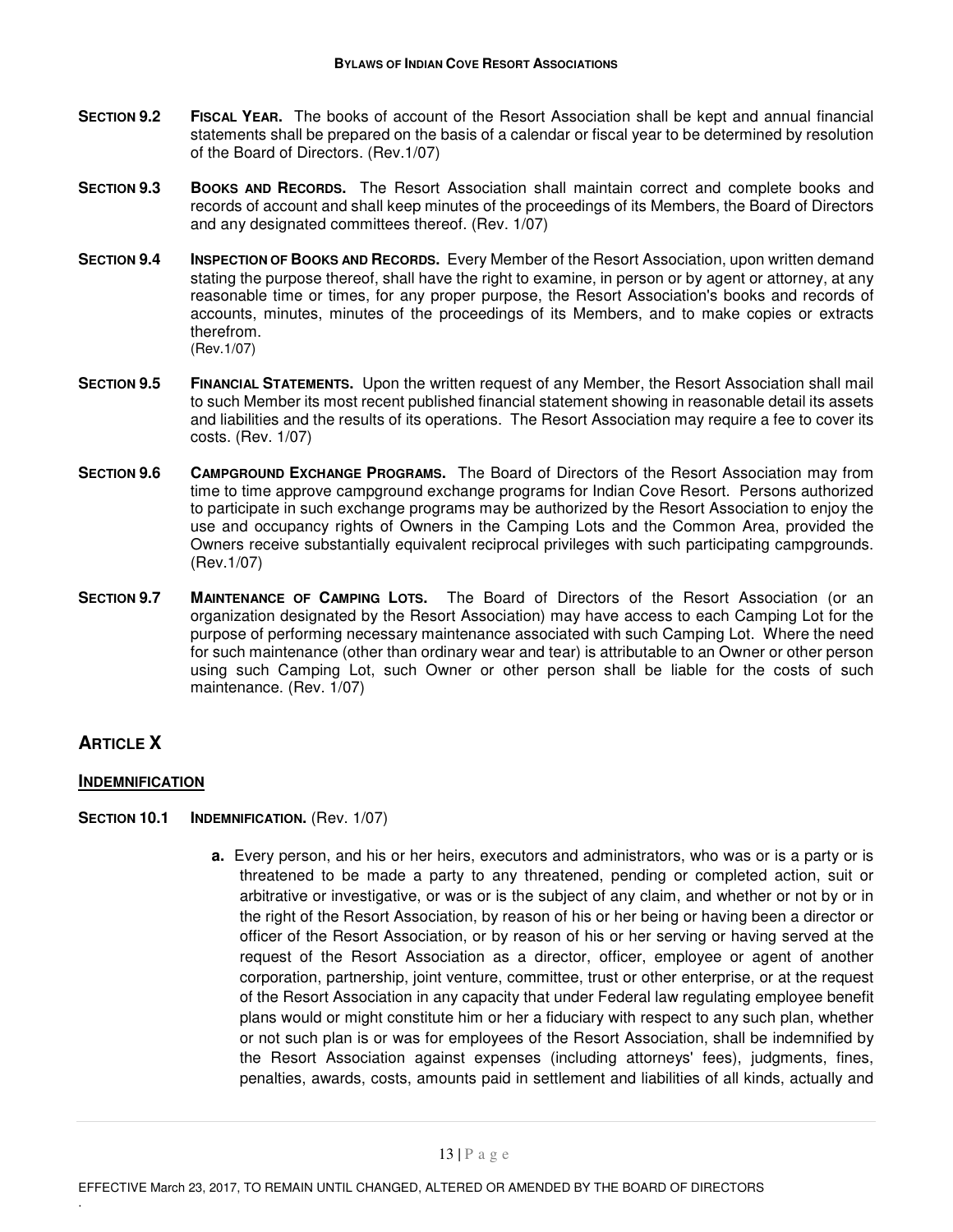**SECTION 9.2 FISCAL YEAR.** The books of account of the Resort Association shall be kept and annual financial statements shall be prepared on the basis of a calendar or fiscal year to be determined by resolution of the Board of Directors. (Rev.1/07)

**SECTION 9.3 BOOKS AND RECORDS.** The Resort Association shall maintain correct and complete books and records of account and shall keep minutes of the proceedings of its Members, the Board of Directors and any designated committees thereof. (Rev. 1/07)

**SECTION 9.4 INSPECTION OF BOOKS AND RECORDS.** Every Member of the Resort Association, upon written demand stating the purpose thereof, shall have the right to examine, in person or by agent or attorney, at any reasonable time or times, for any proper purpose, the Resort Association's books and records of accounts, minutes, minutes of the proceedings of its Members, and to make copies or extracts therefrom.
(Rev.1/07)

**SECTION 9.5 FINANCIAL STATEMENTS.** Upon the written request of any Member, the Resort Association shall mail to such Member its most recent published financial statement showing in reasonable detail its assets and liabilities and the results of its operations. The Resort Association may require a fee to cover its costs. (Rev. 1/07)

**SECTION 9.6 CAMPGROUND EXCHANGE PROGRAMS.** The Board of Directors of the Resort Association may from time to time approve campground exchange programs for Indian Cove Resort. Persons authorized to participate in such exchange programs may be authorized by the Resort Association to enjoy the use and occupancy rights of Owners in the Camping Lots and the Common Area, provided the Owners receive substantially equivalent reciprocal privileges with such participating campgrounds. (Rev.1/07)

**SECTION 9.7 MAINTENANCE OF CAMPING LOTS.** The Board of Directors of the Resort Association (or an organization designated by the Resort Association) may have access to each Camping Lot for the purpose of performing necessary maintenance associated with such Camping Lot. Where the need for such maintenance (other than ordinary wear and tear) is attributable to an Owner or other person using such Camping Lot, such Owner or other person shall be liable for the costs of such maintenance. (Rev. 1/07)

## ARTICLE X

### INDEMNIFICATION

**SECTION 10.1 INDEMNIFICATION.** (Rev. 1/07)

**a.** Every person, and his or her heirs, executors and administrators, who was or is a party or is threatened to be made a party to any threatened, pending or completed action, suit or arbitrative or investigative, or was or is the subject of any claim, and whether or not by or in the right of the Resort Association, by reason of his or her being or having been a director or officer of the Resort Association, or by reason of his or her serving or having served at the request of the Resort Association as a director, officer, employee or agent of another corporation, partnership, joint venture, committee, trust or other enterprise, or at the request of the Resort Association in any capacity that under Federal law regulating employee benefit plans would or might constitute him or her a fiduciary with respect to any such plan, whether or not such plan is or was for employees of the Resort Association, shall be indemnified by the Resort Association against expenses (including attorneys' fees), judgments, fines, penalties, awards, costs, amounts paid in settlement and liabilities of all kinds, actually and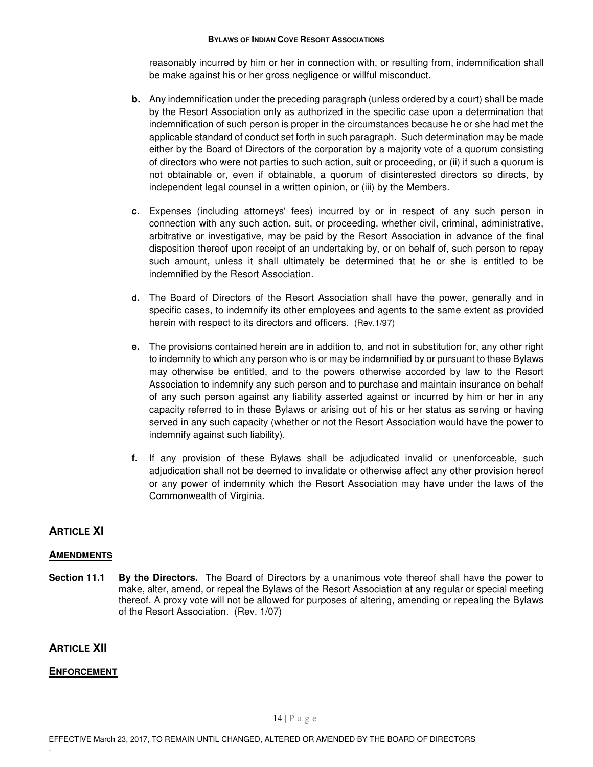reasonably incurred by him or her in connection with, or resulting from, indemnification shall be make against his or her gross negligence or willful misconduct.

**b.** Any indemnification under the preceding paragraph (unless ordered by a court) shall be made by the Resort Association only as authorized in the specific case upon a determination that indemnification of such person is proper in the circumstances because he or she had met the applicable standard of conduct set forth in such paragraph. Such determination may be made either by the Board of Directors of the corporation by a majority vote of a quorum consisting of directors who were not parties to such action, suit or proceeding, or (ii) if such a quorum is not obtainable or, even if obtainable, a quorum of disinterested directors so directs, by independent legal counsel in a written opinion, or (iii) by the Members.

**c.** Expenses (including attorneys' fees) incurred by or in respect of any such person in connection with any such action, suit, or proceeding, whether civil, criminal, administrative, arbitrative or investigative, may be paid by the Resort Association in advance of the final disposition thereof upon receipt of an undertaking by, or on behalf of, such person to repay such amount, unless it shall ultimately be determined that he or she is entitled to be indemnified by the Resort Association.

**d.** The Board of Directors of the Resort Association shall have the power, generally and in specific cases, to indemnify its other employees and agents to the same extent as provided herein with respect to its directors and officers. (Rev.1/97)

**e.** The provisions contained herein are in addition to, and not in substitution for, any other right to indemnity to which any person who is or may be indemnified by or pursuant to these Bylaws may otherwise be entitled, and to the powers otherwise accorded by law to the Resort Association to indemnify any such person and to purchase and maintain insurance on behalf of any such person against any liability asserted against or incurred by him or her in any capacity referred to in these Bylaws or arising out of his or her status as serving or having served in any such capacity (whether or not the Resort Association would have the power to indemnify against such liability).

**f.** If any provision of these Bylaws shall be adjudicated invalid or unenforceable, such adjudication shall not be deemed to invalidate or otherwise affect any other provision hereof or any power of indemnity which the Resort Association may have under the laws of the Commonwealth of Virginia.

## ARTICLE XI

### AMENDMENTS

**Section 11.1 By the Directors.** The Board of Directors by a unanimous vote thereof shall have the power to make, alter, amend, or repeal the Bylaws of the Resort Association at any regular or special meeting thereof. A proxy vote will not be allowed for purposes of altering, amending or repealing the Bylaws of the Resort Association. (Rev. 1/07)

## ARTICLE XII

### ENFORCEMENT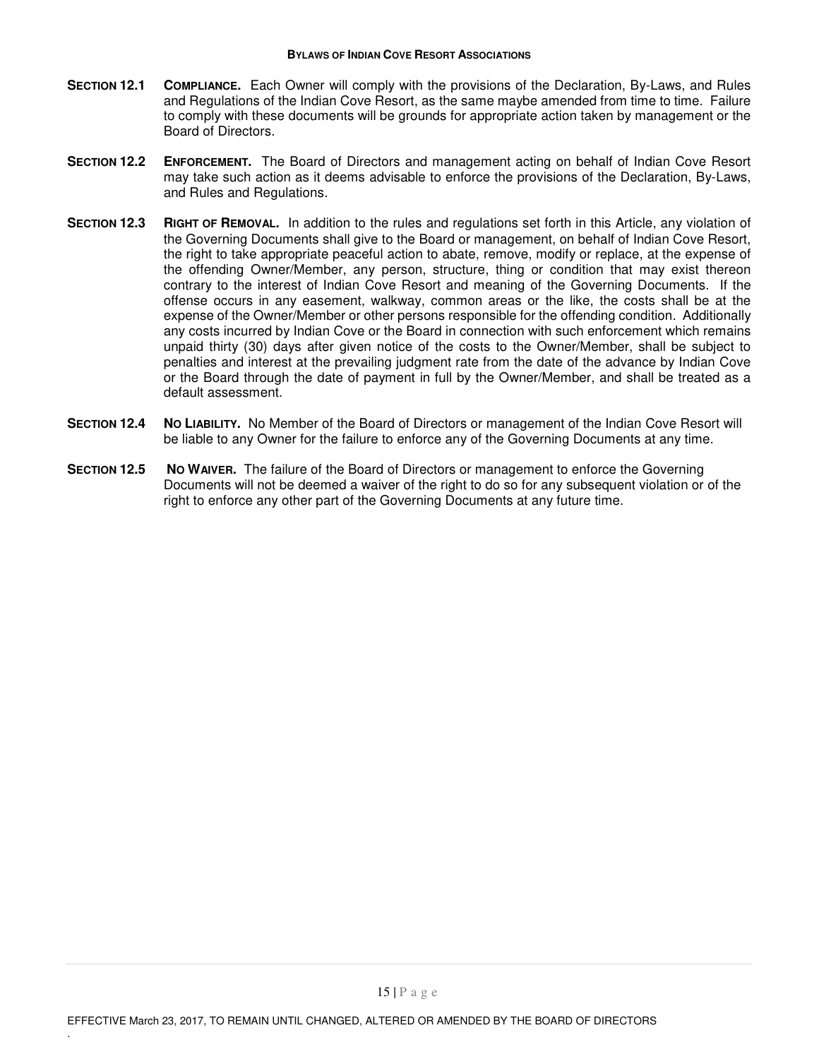**SECTION 12.1 COMPLIANCE.** Each Owner will comply with the provisions of the Declaration, By-Laws, and Rules and Regulations of the Indian Cove Resort, as the same maybe amended from time to time. Failure to comply with these documents will be grounds for appropriate action taken by management or the Board of Directors.

**SECTION 12.2 ENFORCEMENT.** The Board of Directors and management acting on behalf of Indian Cove Resort may take such action as it deems advisable to enforce the provisions of the Declaration, By-Laws, and Rules and Regulations.

**SECTION 12.3 RIGHT OF REMOVAL.** In addition to the rules and regulations set forth in this Article, any violation of the Governing Documents shall give to the Board or management, on behalf of Indian Cove Resort, the right to take appropriate peaceful action to abate, remove, modify or replace, at the expense of the offending Owner/Member, any person, structure, thing or condition that may exist thereon contrary to the interest of Indian Cove Resort and meaning of the Governing Documents. If the offense occurs in any easement, walkway, common areas or the like, the costs shall be at the expense of the Owner/Member or other persons responsible for the offending condition. Additionally any costs incurred by Indian Cove or the Board in connection with such enforcement which remains unpaid thirty (30) days after given notice of the costs to the Owner/Member, shall be subject to penalties and interest at the prevailing judgment rate from the date of the advance by Indian Cove or the Board through the date of payment in full by the Owner/Member, and shall be treated as a default assessment.

**SECTION 12.4 NO LIABILITY.** No Member of the Board of Directors or management of the Indian Cove Resort will be liable to any Owner for the failure to enforce any of the Governing Documents at any time.

**SECTION 12.5 NO WAIVER.** The failure of the Board of Directors or management to enforce the Governing Documents will not be deemed a waiver of the right to do so for any subsequent violation or of the right to enforce any other part of the Governing Documents at any future time.